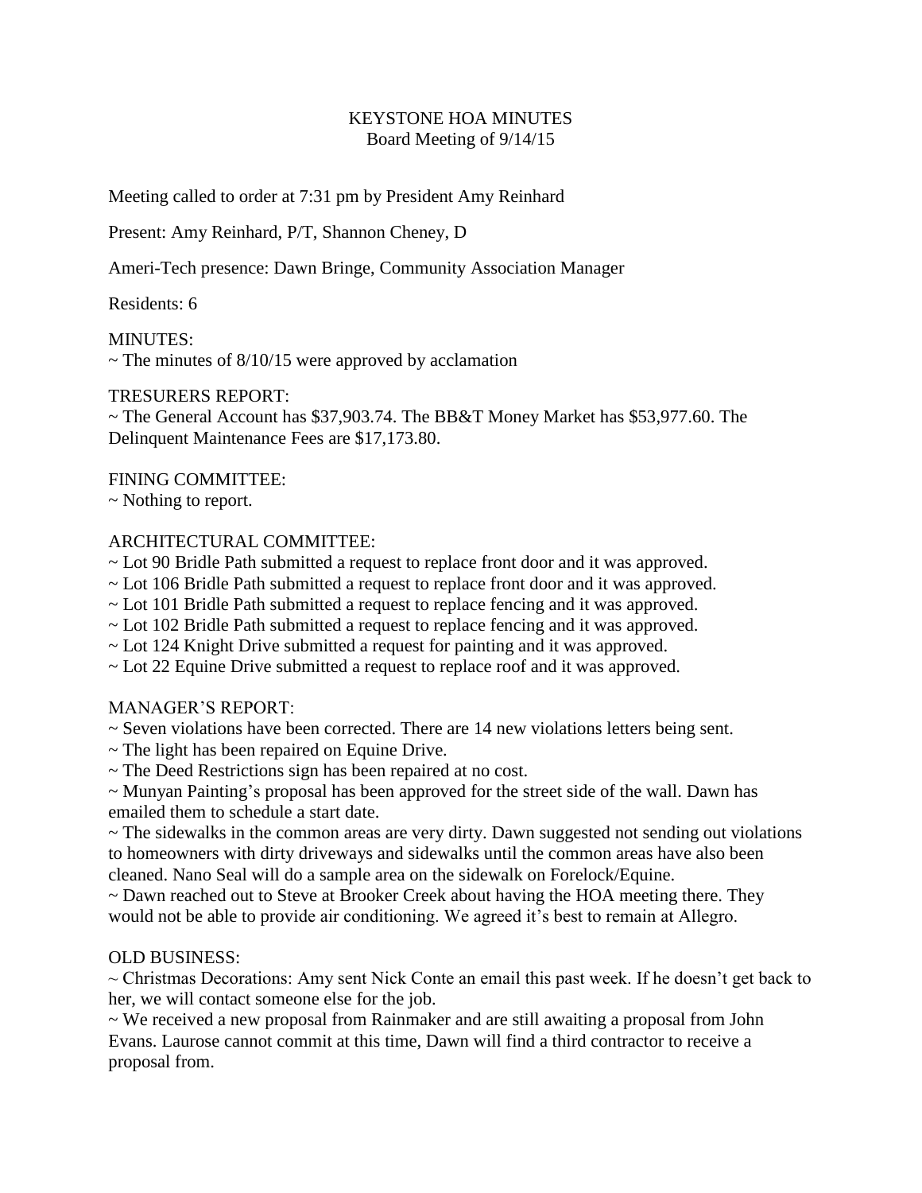# KEYSTONE HOA MINUTES
Board Meeting of 9/14/15

Meeting called to order at 7:31 pm by President Amy Reinhard

Present: Amy Reinhard, P/T, Shannon Cheney, D

Ameri-Tech presence: Dawn Bringe, Community Association Manager

Residents: 6

MINUTES:
~ The minutes of 8/10/15 were approved by acclamation

TRESURERS REPORT:
~ The General Account has $37,903.74. The BB&T Money Market has $53,977.60. The Delinquent Maintenance Fees are $17,173.80.

FINING COMMITTEE:
~ Nothing to report.

ARCHITECTURAL COMMITTEE:
~ Lot 90 Bridle Path submitted a request to replace front door and it was approved.
~ Lot 106 Bridle Path submitted a request to replace front door and it was approved.
~ Lot 101 Bridle Path submitted a request to replace fencing and it was approved.
~ Lot 102 Bridle Path submitted a request to replace fencing and it was approved.
~ Lot 124 Knight Drive submitted a request for painting and it was approved.
~ Lot 22 Equine Drive submitted a request to replace roof and it was approved.

MANAGER'S REPORT:
~ Seven violations have been corrected. There are 14 new violations letters being sent.
~ The light has been repaired on Equine Drive.
~ The Deed Restrictions sign has been repaired at no cost.
~ Munyan Painting's proposal has been approved for the street side of the wall. Dawn has emailed them to schedule a start date.
~ The sidewalks in the common areas are very dirty. Dawn suggested not sending out violations to homeowners with dirty driveways and sidewalks until the common areas have also been cleaned. Nano Seal will do a sample area on the sidewalk on Forelock/Equine.
~ Dawn reached out to Steve at Brooker Creek about having the HOA meeting there. They would not be able to provide air conditioning. We agreed it's best to remain at Allegro.

OLD BUSINESS:
~ Christmas Decorations: Amy sent Nick Conte an email this past week. If he doesn't get back to her, we will contact someone else for the job.
~ We received a new proposal from Rainmaker and are still awaiting a proposal from John Evans. Laurose cannot commit at this time, Dawn will find a third contractor to receive a proposal from.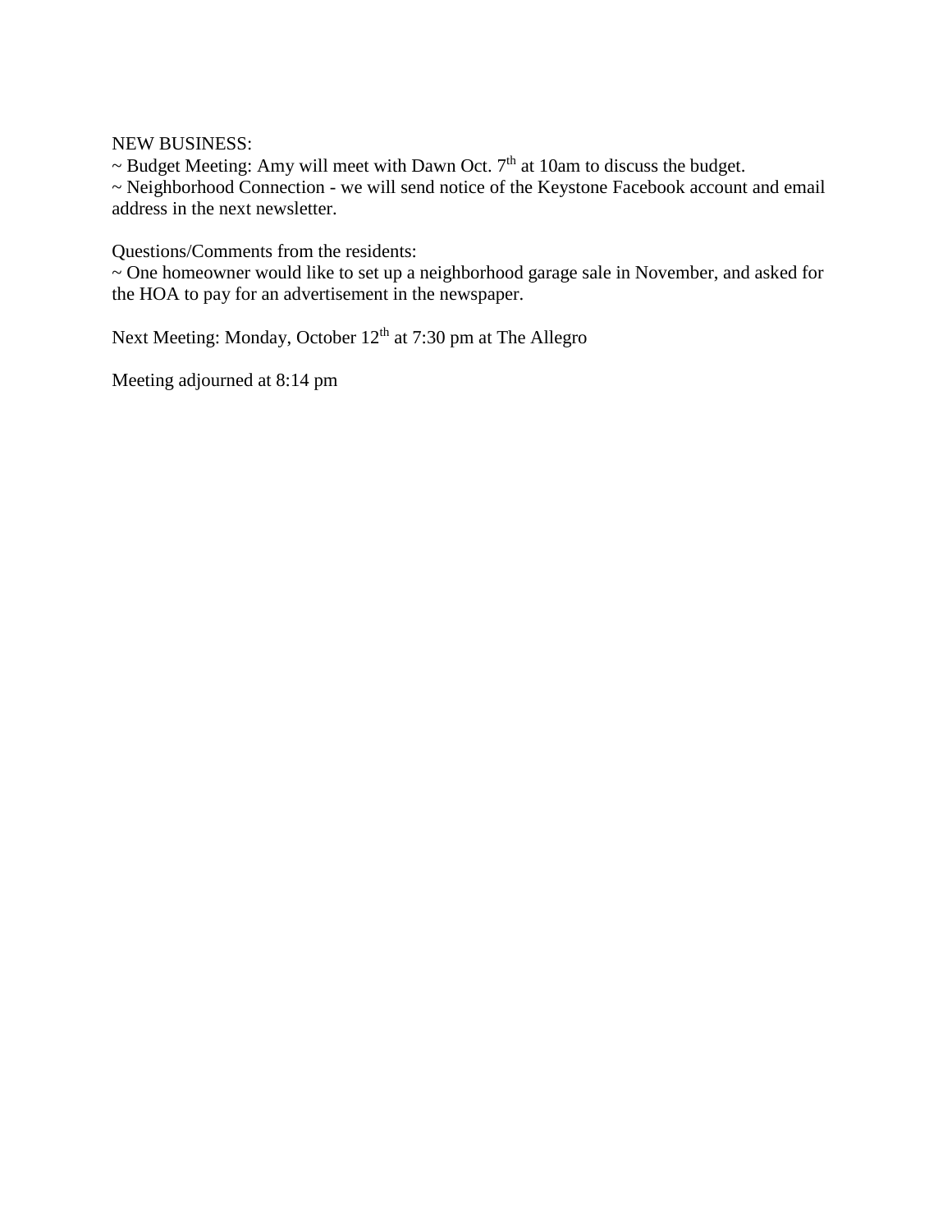NEW BUSINESS:

~ Budget Meeting: Amy will meet with Dawn Oct. 7th at 10am to discuss the budget.

~ Neighborhood Connection - we will send notice of the Keystone Facebook account and email address in the next newsletter.

Questions/Comments from the residents:

~ One homeowner would like to set up a neighborhood garage sale in November, and asked for the HOA to pay for an advertisement in the newspaper.

Next Meeting: Monday, October 12th at 7:30 pm at The Allegro

Meeting adjourned at 8:14 pm